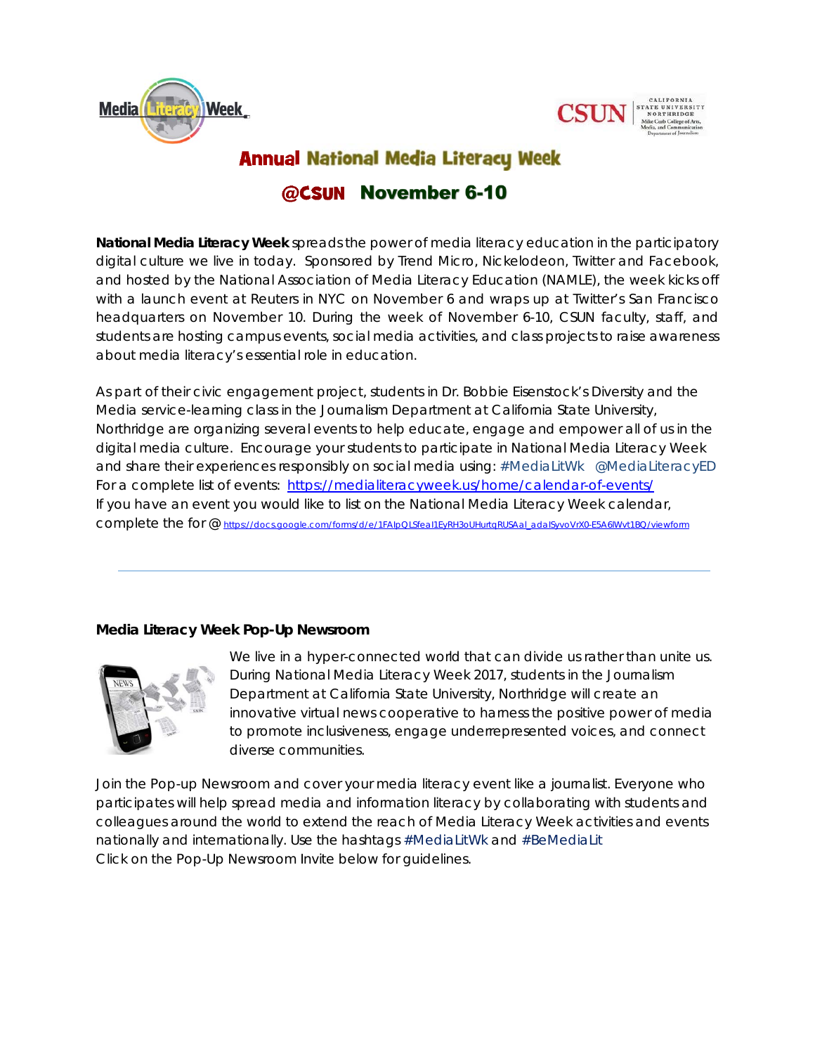# Annual National Media Literacy Week

## @CSUN November 6-10

**National Media Literacy Week** spreads the power of media literacy education in the participatory digital culture we live in today. Sponsored by Trend Micro, Nickelodeon, Twitter and Facebook, and hosted by the National Association of Media Literacy Education (NAMLE), the week kicks off with a launch event at Reuters in NYC on November 6 and wraps up at Twitter's San Francisco headquarters on November 10. During the week of November 6-10, CSUN faculty, staff, and students are hosting campus events, social media activities, and class projects to raise awareness about media literacy's essential role in education.

As part of their civic engagement project, students in Dr. Bobbie Eisenstock's Diversity and the Media service-learning class in the Journalism Department at California State University, Northridge are organizing several events to help educate, engage and empower all of us in the digital media culture. Encourage your students to participate in National Media Literacy Week and share their experiences responsibly on social media using: #MediaLitWk @MediaLiteracyED
For a complete list of events: https://medialiteracyweek.us/home/calendar-of-events/
If you have an event you would like to list on the National Media Literacy Week calendar, complete the for @ https://docs.google.com/forms/d/e/1FAIpQLSfeal1EyRH3oUHurtqRUSAal_adalSyvoVrX0-E5A6lWvt1BQ/viewform

---

### Media Literacy Week Pop-Up Newsroom

We live in a hyper-connected world that can divide us rather than unite us. During National Media Literacy Week 2017, students in the Journalism Department at California State University, Northridge will create an innovative virtual news cooperative to harness the positive power of media to promote inclusiveness, engage underrepresented voices, and connect diverse communities.

Join the Pop-up Newsroom and cover your media literacy event like a journalist. Everyone who participates will help spread media and information literacy by collaborating with students and colleagues around the world to extend the reach of Media Literacy Week activities and events nationally and internationally. Use the hashtags #MediaLitWk and #BeMediaLit
Click on the Pop-Up Newsroom Invite below for guidelines.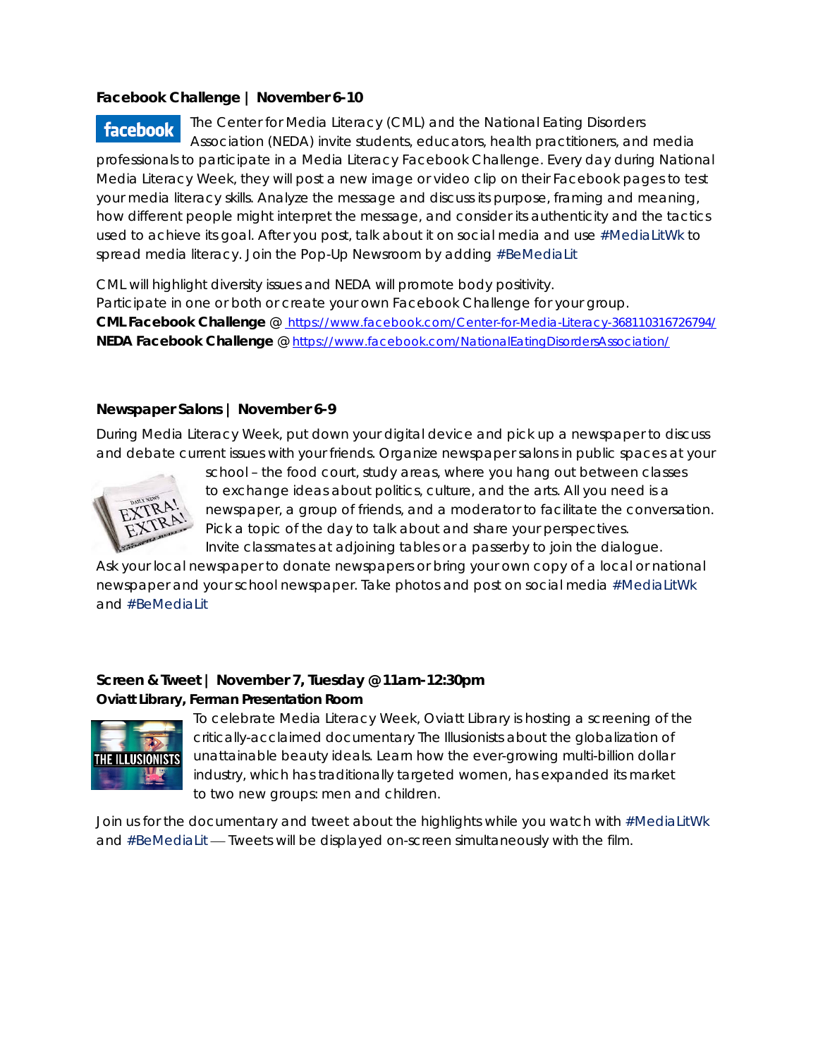**Facebook Challenge | November 6-10**

The Center for Media Literacy (CML) and the National Eating Disorders Association (NEDA) invite students, educators, health practitioners, and media professionals to participate in a Media Literacy Facebook Challenge. Every day during National Media Literacy Week, they will post a new image or video clip on their Facebook pages to test your media literacy skills. Analyze the message and discuss its purpose, framing and meaning, how different people might interpret the message, and consider its authenticity and the tactics used to achieve its goal. After you post, talk about it on social media and use #MediaLitWk to spread media literacy. Join the Pop-Up Newsroom by adding #BeMediaLit

CML will highlight diversity issues and NEDA will promote body positivity.
Participate in one or both or create your own Facebook Challenge for your group.
**CML Facebook Challenge** @ https://www.facebook.com/Center-for-Media-Literacy-368110316726794/
**NEDA Facebook Challenge** @ https://www.facebook.com/NationalEatingDisordersAssociation/

**Newspaper Salons | November 6-9**

During Media Literacy Week, put down your digital device and pick up a newspaper to discuss and debate current issues with your friends. Organize newspaper salons in public spaces at your school – the food court, study areas, where you hang out between classes to exchange ideas about politics, culture, and the arts. All you need is a newspaper, a group of friends, and a moderator to facilitate the conversation. Pick a topic of the day to talk about and share your perspectives. Invite classmates at adjoining tables or a passerby to join the dialogue.
Ask your local newspaper to donate newspapers or bring your own copy of a local or national newspaper and your school newspaper. Take photos and post on social media #MediaLitWk and #BeMediaLit

**Screen & Tweet | November 7, Tuesday @ 11am-12:30pm**
**Oviatt Library, Ferman Presentation Room**

To celebrate Media Literacy Week, Oviatt Library is hosting a screening of the critically-acclaimed documentary The Illusionists about the globalization of unattainable beauty ideals. Learn how the ever-growing multi-billion dollar industry, which has traditionally targeted women, has expanded its market to two new groups: men and children.

Join us for the documentary and tweet about the highlights while you watch with #MediaLitWk and #BeMediaLit — Tweets will be displayed on-screen simultaneously with the film.